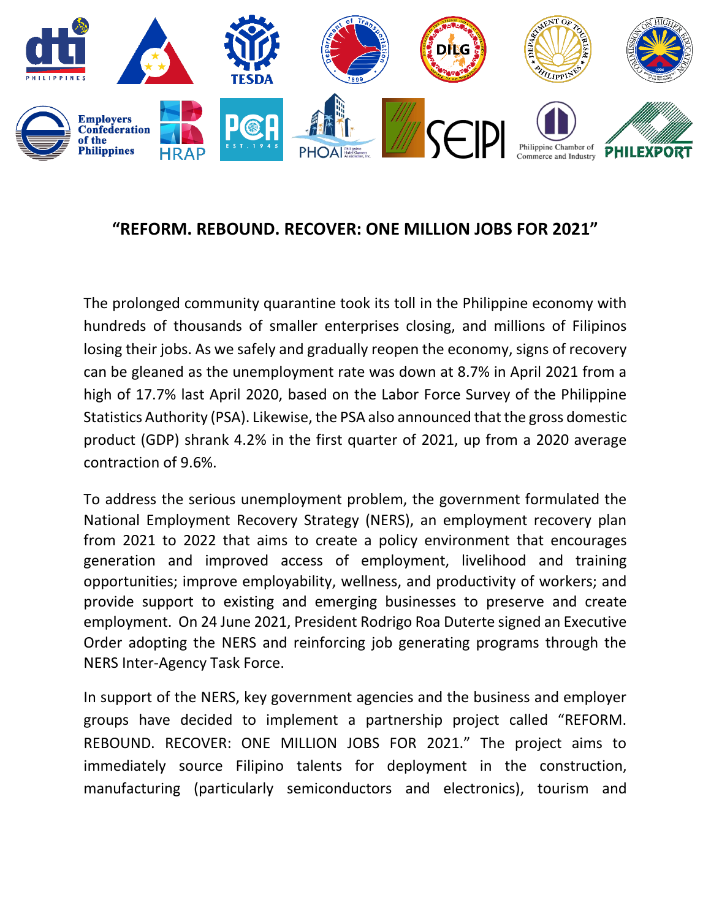# "REFORM. REBOUND. RECOVER: ONE MILLION JOBS FOR 2021"

The prolonged community quarantine took its toll in the Philippine economy with hundreds of thousands of smaller enterprises closing, and millions of Filipinos losing their jobs. As we safely and gradually reopen the economy, signs of recovery can be gleaned as the unemployment rate was down at 8.7% in April 2021 from a high of 17.7% last April 2020, based on the Labor Force Survey of the Philippine Statistics Authority (PSA). Likewise, the PSA also announced that the gross domestic product (GDP) shrank 4.2% in the first quarter of 2021, up from a 2020 average contraction of 9.6%.

To address the serious unemployment problem, the government formulated the National Employment Recovery Strategy (NERS), an employment recovery plan from 2021 to 2022 that aims to create a policy environment that encourages generation and improved access of employment, livelihood and training opportunities; improve employability, wellness, and productivity of workers; and provide support to existing and emerging businesses to preserve and create employment. On 24 June 2021, President Rodrigo Roa Duterte signed an Executive Order adopting the NERS and reinforcing job generating programs through the NERS Inter-Agency Task Force.

In support of the NERS, key government agencies and the business and employer groups have decided to implement a partnership project called "REFORM. REBOUND. RECOVER: ONE MILLION JOBS FOR 2021." The project aims to immediately source Filipino talents for deployment in the construction, manufacturing (particularly semiconductors and electronics), tourism and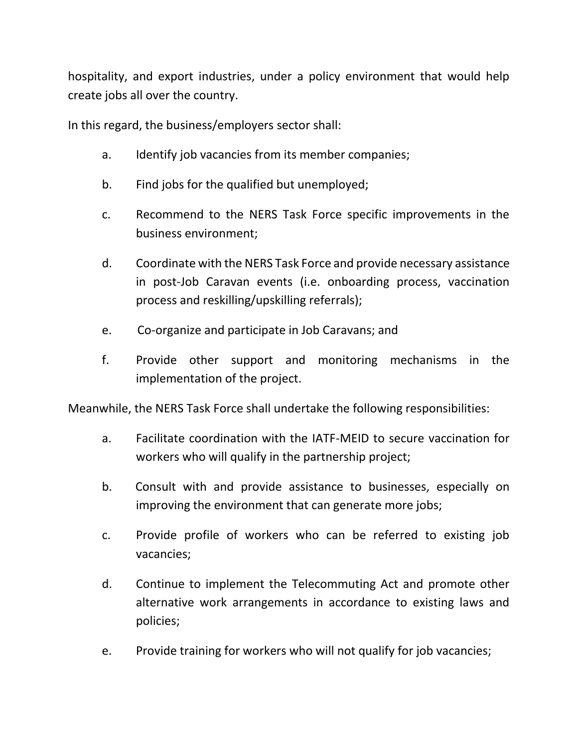hospitality, and export industries, under a policy environment that would help create jobs all over the country.

In this regard, the business/employers sector shall:

a. Identify job vacancies from its member companies;

b. Find jobs for the qualified but unemployed;

c. Recommend to the NERS Task Force specific improvements in the business environment;

d. Coordinate with the NERS Task Force and provide necessary assistance in post-Job Caravan events (i.e. onboarding process, vaccination process and reskilling/upskilling referrals);

e. Co-organize and participate in Job Caravans; and

f. Provide other support and monitoring mechanisms in the implementation of the project.

Meanwhile, the NERS Task Force shall undertake the following responsibilities:

a. Facilitate coordination with the IATF-MEID to secure vaccination for workers who will qualify in the partnership project;

b. Consult with and provide assistance to businesses, especially on improving the environment that can generate more jobs;

c. Provide profile of workers who can be referred to existing job vacancies;

d. Continue to implement the Telecommuting Act and promote other alternative work arrangements in accordance to existing laws and policies;

e. Provide training for workers who will not qualify for job vacancies;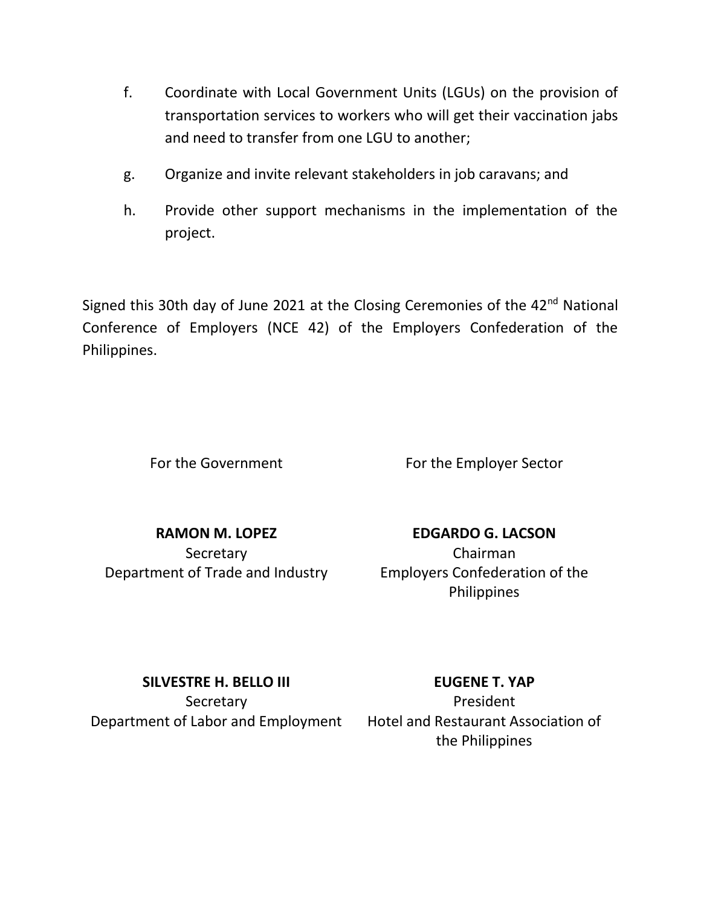f. Coordinate with Local Government Units (LGUs) on the provision of transportation services to workers who will get their vaccination jabs and need to transfer from one LGU to another;

g. Organize and invite relevant stakeholders in job caravans; and

h. Provide other support mechanisms in the implementation of the project.

Signed this 30th day of June 2021 at the Closing Ceremonies of the 42nd National Conference of Employers (NCE 42) of the Employers Confederation of the Philippines.

For the Government

**RAMON M. LOPEZ**
Secretary
Department of Trade and Industry

**SILVESTRE H. BELLO III**
Secretary
Department of Labor and Employment

For the Employer Sector

**EDGARDO G. LACSON**
Chairman
Employers Confederation of the Philippines

**EUGENE T. YAP**
President
Hotel and Restaurant Association of the Philippines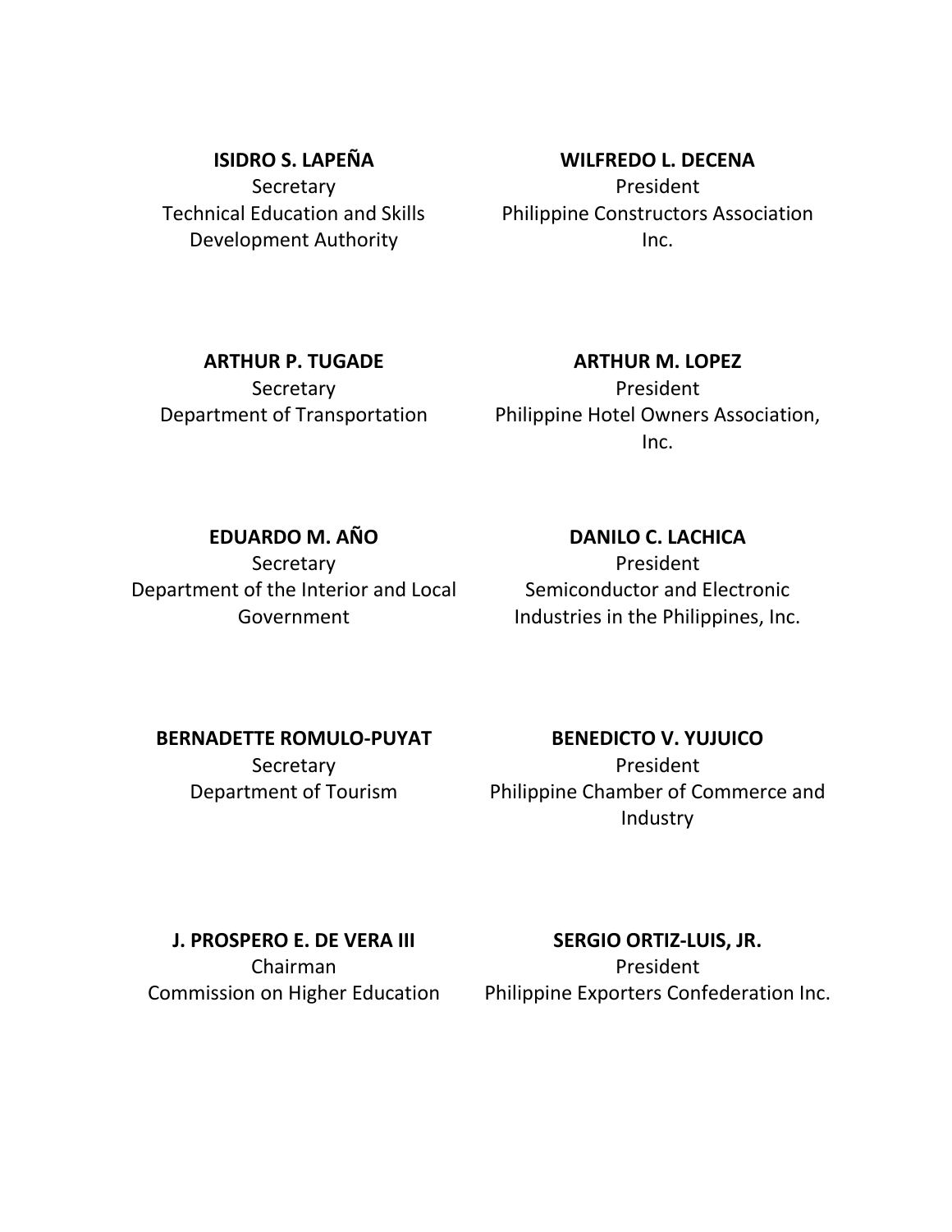**ISIDRO S. LAPEÑA**
Secretary
Technical Education and Skills Development Authority

**WILFREDO L. DECENA**
President
Philippine Constructors Association Inc.

**ARTHUR P. TUGADE**
Secretary
Department of Transportation

**ARTHUR M. LOPEZ**
President
Philippine Hotel Owners Association, Inc.

**EDUARDO M. AÑO**
Secretary
Department of the Interior and Local Government

**DANILO C. LACHICA**
President
Semiconductor and Electronic Industries in the Philippines, Inc.

**BERNADETTE ROMULO-PUYAT**
Secretary
Department of Tourism

**BENEDICTO V. YUJUICO**
President
Philippine Chamber of Commerce and Industry

**J. PROSPERO E. DE VERA III**
Chairman
Commission on Higher Education

**SERGIO ORTIZ-LUIS, JR.**
President
Philippine Exporters Confederation Inc.